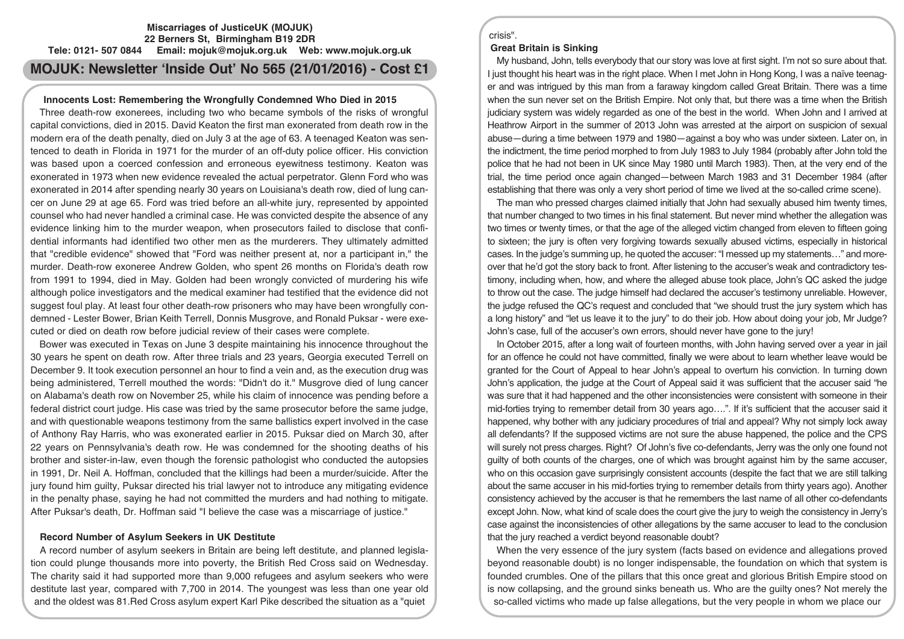**Miscarriages of JusticeUK (MOJUK)**
**22 Berners St, Birmingham B19 2DR**
**Tele: 0121- 507 0844 Email: mojuk@mojuk.org.uk Web: www.mojuk.org.uk**

# MOJUK: Newsletter 'Inside Out' No 565 (21/01/2016) - Cost £1

## Innocents Lost: Remembering the Wrongfully Condemned Who Died in 2015

Three death-row exonerees, including two who became symbols of the risks of wrongful capital convictions, died in 2015. David Keaton the first man exonerated from death row in the modern era of the death penalty, died on July 3 at the age of 63. A teenaged Keaton was sentenced to death in Florida in 1971 for the murder of an off-duty police officer. His conviction was based upon a coerced confession and erroneous eyewitness testimony. Keaton was exonerated in 1973 when new evidence revealed the actual perpetrator. Glenn Ford who was exonerated in 2014 after spending nearly 30 years on Louisiana's death row, died of lung cancer on June 29 at age 65. Ford was tried before an all-white jury, represented by appointed counsel who had never handled a criminal case. He was convicted despite the absence of any evidence linking him to the murder weapon, when prosecutors failed to disclose that confidential informants had identified two other men as the murderers. They ultimately admitted that "credible evidence" showed that "Ford was neither present at, nor a participant in," the murder. Death-row exoneree Andrew Golden, who spent 26 months on Florida's death row from 1991 to 1994, died in May. Golden had been wrongly convicted of murdering his wife although police investigators and the medical examiner had testified that the evidence did not suggest foul play. At least four other death-row prisoners who may have been wrongfully condemned - Lester Bower, Brian Keith Terrell, Donnis Musgrove, and Ronald Puksar - were executed or died on death row before judicial review of their cases were complete.

Bower was executed in Texas on June 3 despite maintaining his innocence throughout the 30 years he spent on death row. After three trials and 23 years, Georgia executed Terrell on December 9. It took execution personnel an hour to find a vein and, as the execution drug was being administered, Terrell mouthed the words: "Didn't do it." Musgrove died of lung cancer on Alabama's death row on November 25, while his claim of innocence was pending before a federal district court judge. His case was tried by the same prosecutor before the same judge, and with questionable weapons testimony from the same ballistics expert involved in the case of Anthony Ray Harris, who was exonerated earlier in 2015. Puksar died on March 30, after 22 years on Pennsylvania's death row. He was condemned for the shooting deaths of his brother and sister-in-law, even though the forensic pathologist who conducted the autopsies in 1991, Dr. Neil A. Hoffman, concluded that the killings had been a murder/suicide. After the jury found him guilty, Puksar directed his trial lawyer not to introduce any mitigating evidence in the penalty phase, saying he had not committed the murders and had nothing to mitigate. After Puksar's death, Dr. Hoffman said "I believe the case was a miscarriage of justice."

## Record Number of Asylum Seekers in UK Destitute

A record number of asylum seekers in Britain are being left destitute, and planned legislation could plunge thousands more into poverty, the British Red Cross said on Wednesday. The charity said it had supported more than 9,000 refugees and asylum seekers who were destitute last year, compared with 7,700 in 2014. The youngest was less than one year old and the oldest was 81.Red Cross asylum expert Karl Pike described the situation as a "quiet crisis".

## Great Britain is Sinking

My husband, John, tells everybody that our story was love at first sight. I'm not so sure about that. I just thought his heart was in the right place. When I met John in Hong Kong, I was a naïve teenager and was intrigued by this man from a faraway kingdom called Great Britain. There was a time when the sun never set on the British Empire. Not only that, but there was a time when the British judiciary system was widely regarded as one of the best in the world. When John and I arrived at Heathrow Airport in the summer of 2013 John was arrested at the airport on suspicion of sexual abuse—during a time between 1979 and 1980—against a boy who was under sixteen. Later on, in the indictment, the time period morphed to from July 1983 to July 1984 (probably after John told the police that he had not been in UK since May 1980 until March 1983). Then, at the very end of the trial, the time period once again changed—between March 1983 and 31 December 1984 (after establishing that there was only a very short period of time we lived at the so-called crime scene).

The man who pressed charges claimed initially that John had sexually abused him twenty times, that number changed to two times in his final statement. But never mind whether the allegation was two times or twenty times, or that the age of the alleged victim changed from eleven to fifteen going to sixteen; the jury is often very forgiving towards sexually abused victims, especially in historical cases. In the judge's summing up, he quoted the accuser: "I messed up my statements…" and moreover that he'd got the story back to front. After listening to the accuser's weak and contradictory testimony, including when, how, and where the alleged abuse took place, John's QC asked the judge to throw out the case. The judge himself had declared the accuser's testimony unreliable. However, the judge refused the QC's request and concluded that "we should trust the jury system which has a long history" and "let us leave it to the jury" to do their job. How about doing your job, Mr Judge? John's case, full of the accuser's own errors, should never have gone to the jury!

In October 2015, after a long wait of fourteen months, with John having served over a year in jail for an offence he could not have committed, finally we were about to learn whether leave would be granted for the Court of Appeal to hear John's appeal to overturn his conviction. In turning down John's application, the judge at the Court of Appeal said it was sufficient that the accuser said "he was sure that it had happened and the other inconsistencies were consistent with someone in their mid-forties trying to remember detail from 30 years ago….". If it's sufficient that the accuser said it happened, why bother with any judiciary procedures of trial and appeal? Why not simply lock away all defendants? If the supposed victims are not sure the abuse happened, the police and the CPS will surely not press charges. Right? Of John's five co-defendants, Jerry was the only one found not guilty of both counts of the charges, one of which was brought against him by the same accuser, who on this occasion gave surprisingly consistent accounts (despite the fact that we are still talking about the same accuser in his mid-forties trying to remember details from thirty years ago). Another consistency achieved by the accuser is that he remembers the last name of all other co-defendants except John. Now, what kind of scale does the court give the jury to weigh the consistency in Jerry's case against the inconsistencies of other allegations by the same accuser to lead to the conclusion that the jury reached a verdict beyond reasonable doubt?

When the very essence of the jury system (facts based on evidence and allegations proved beyond reasonable doubt) is no longer indispensable, the foundation on which that system is founded crumbles. One of the pillars that this once great and glorious British Empire stood on is now collapsing, and the ground sinks beneath us. Who are the guilty ones? Not merely the so-called victims who made up false allegations, but the very people in whom we place our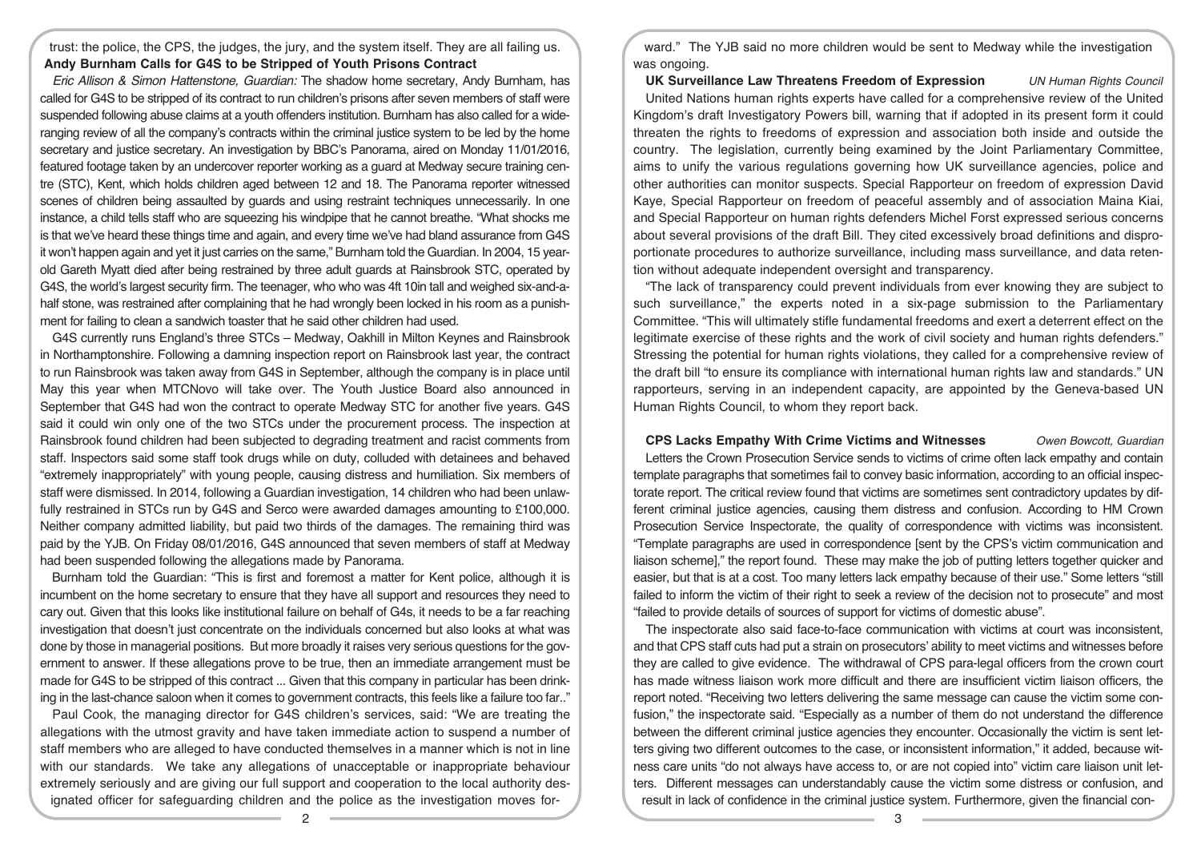trust: the police, the CPS, the judges, the jury, and the system itself. They are all failing us.

**Andy Burnham Calls for G4S to be Stripped of Youth Prisons Contract**

*Eric Allison & Simon Hattenstone, Guardian:* The shadow home secretary, Andy Burnham, has called for G4S to be stripped of its contract to run children's prisons after seven members of staff were suspended following abuse claims at a youth offenders institution. Burnham has also called for a wide-ranging review of all the company's contracts within the criminal justice system to be led by the home secretary and justice secretary. An investigation by BBC's Panorama, aired on Monday 11/01/2016, featured footage taken by an undercover reporter working as a guard at Medway secure training centre (STC), Kent, which holds children aged between 12 and 18. The Panorama reporter witnessed scenes of children being assaulted by guards and using restraint techniques unnecessarily. In one instance, a child tells staff who are squeezing his windpipe that he cannot breathe. "What shocks me is that we've heard these things time and again, and every time we've had bland assurance from G4S it won't happen again and yet it just carries on the same," Burnham told the Guardian. In 2004, 15 year-old Gareth Myatt died after being restrained by three adult guards at Rainsbrook STC, operated by G4S, the world's largest security firm. The teenager, who who was 4ft 10in tall and weighed six-and-a-half stone, was restrained after complaining that he had wrongly been locked in his room as a punishment for failing to clean a sandwich toaster that he said other children had used.

G4S currently runs England's three STCs – Medway, Oakhill in Milton Keynes and Rainsbrook in Northamptonshire. Following a damning inspection report on Rainsbrook last year, the contract to run Rainsbrook was taken away from G4S in September, although the company is in place until May this year when MTCNovo will take over. The Youth Justice Board also announced in September that G4S had won the contract to operate Medway STC for another five years. G4S said it could win only one of the two STCs under the procurement process. The inspection at Rainsbrook found children had been subjected to degrading treatment and racist comments from staff. Inspectors said some staff took drugs while on duty, colluded with detainees and behaved "extremely inappropriately" with young people, causing distress and humiliation. Six members of staff were dismissed. In 2014, following a Guardian investigation, 14 children who had been unlawfully restrained in STCs run by G4S and Serco were awarded damages amounting to £100,000. Neither company admitted liability, but paid two thirds of the damages. The remaining third was paid by the YJB. On Friday 08/01/2016, G4S announced that seven members of staff at Medway had been suspended following the allegations made by Panorama.

Burnham told the Guardian: "This is first and foremost a matter for Kent police, although it is incumbent on the home secretary to ensure that they have all support and resources they need to cary out. Given that this looks like institutional failure on behalf of G4s, it needs to be a far reaching investigation that doesn't just concentrate on the individuals concerned but also looks at what was done by those in managerial positions. But more broadly it raises very serious questions for the government to answer. If these allegations prove to be true, then an immediate arrangement must be made for G4S to be stripped of this contract ... Given that this company in particular has been drinking in the last-chance saloon when it comes to government contracts, this feels like a failure too far.."

Paul Cook, the managing director for G4S children's services, said: "We are treating the allegations with the utmost gravity and have taken immediate action to suspend a number of staff members who are alleged to have conducted themselves in a manner which is not in line with our standards. We take any allegations of unacceptable or inappropriate behaviour extremely seriously and are giving our full support and cooperation to the local authority designated officer for safeguarding children and the police as the investigation moves forward." The YJB said no more children would be sent to Medway while the investigation was ongoing.

**UK Surveillance Law Threatens Freedom of Expression** *UN Human Rights Council*

United Nations human rights experts have called for a comprehensive review of the United Kingdom's draft Investigatory Powers bill, warning that if adopted in its present form it could threaten the rights to freedoms of expression and association both inside and outside the country. The legislation, currently being examined by the Joint Parliamentary Committee, aims to unify the various regulations governing how UK surveillance agencies, police and other authorities can monitor suspects. Special Rapporteur on freedom of expression David Kaye, Special Rapporteur on freedom of peaceful assembly and of association Maina Kiai, and Special Rapporteur on human rights defenders Michel Forst expressed serious concerns about several provisions of the draft Bill. They cited excessively broad definitions and disproportionate procedures to authorize surveillance, including mass surveillance, and data retention without adequate independent oversight and transparency.

"The lack of transparency could prevent individuals from ever knowing they are subject to such surveillance," the experts noted in a six-page submission to the Parliamentary Committee. "This will ultimately stifle fundamental freedoms and exert a deterrent effect on the legitimate exercise of these rights and the work of civil society and human rights defenders." Stressing the potential for human rights violations, they called for a comprehensive review of the draft bill "to ensure its compliance with international human rights law and standards." UN rapporteurs, serving in an independent capacity, are appointed by the Geneva-based UN Human Rights Council, to whom they report back.

**CPS Lacks Empathy With Crime Victims and Witnesses** *Owen Bowcott, Guardian*

Letters the Crown Prosecution Service sends to victims of crime often lack empathy and contain template paragraphs that sometimes fail to convey basic information, according to an official inspectorate report. The critical review found that victims are sometimes sent contradictory updates by different criminal justice agencies, causing them distress and confusion. According to HM Crown Prosecution Service Inspectorate, the quality of correspondence with victims was inconsistent. "Template paragraphs are used in correspondence [sent by the CPS's victim communication and liaison scheme]," the report found. These may make the job of putting letters together quicker and easier, but that is at a cost. Too many letters lack empathy because of their use." Some letters "still failed to inform the victim of their right to seek a review of the decision not to prosecute" and most "failed to provide details of sources of support for victims of domestic abuse".

The inspectorate also said face-to-face communication with victims at court was inconsistent, and that CPS staff cuts had put a strain on prosecutors' ability to meet victims and witnesses before they are called to give evidence. The withdrawal of CPS para-legal officers from the crown court has made witness liaison work more difficult and there are insufficient victim liaison officers, the report noted. "Receiving two letters delivering the same message can cause the victim some confusion," the inspectorate said. "Especially as a number of them do not understand the difference between the different criminal justice agencies they encounter. Occasionally the victim is sent letters giving two different outcomes to the case, or inconsistent information," it added, because witness care units "do not always have access to, or are not copied into" victim care liaison unit letters. Different messages can understandably cause the victim some distress or confusion, and result in lack of confidence in the criminal justice system. Furthermore, given the financial con-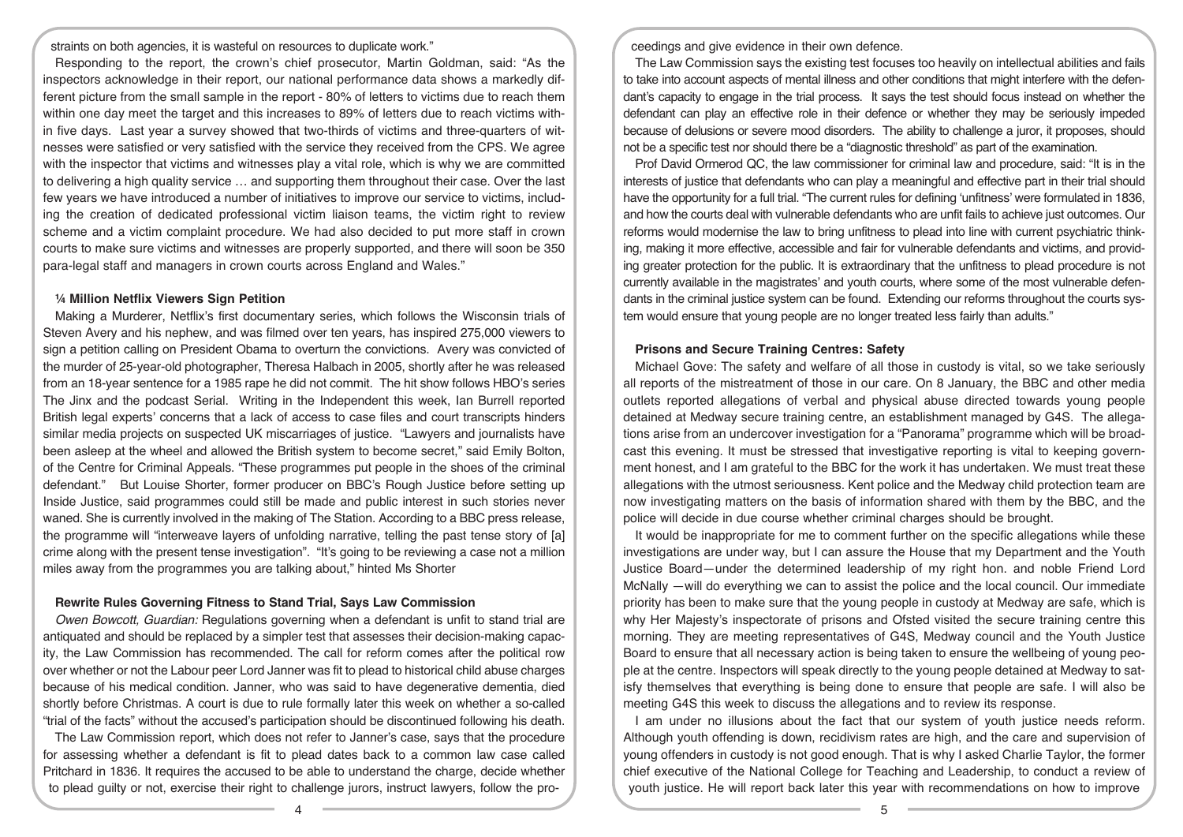straints on both agencies, it is wasteful on resources to duplicate work."

Responding to the report, the crown's chief prosecutor, Martin Goldman, said: "As the inspectors acknowledge in their report, our national performance data shows a markedly different picture from the small sample in the report - 80% of letters to victims due to reach them within one day meet the target and this increases to 89% of letters due to reach victims within five days. Last year a survey showed that two-thirds of victims and three-quarters of witnesses were satisfied or very satisfied with the service they received from the CPS. We agree with the inspector that victims and witnesses play a vital role, which is why we are committed to delivering a high quality service … and supporting them throughout their case. Over the last few years we have introduced a number of initiatives to improve our service to victims, including the creation of dedicated professional victim liaison teams, the victim right to review scheme and a victim complaint procedure. We had also decided to put more staff in crown courts to make sure victims and witnesses are properly supported, and there will soon be 350 para-legal staff and managers in crown courts across England and Wales."

**¼ Million Netflix Viewers Sign Petition**

Making a Murderer, Netflix's first documentary series, which follows the Wisconsin trials of Steven Avery and his nephew, and was filmed over ten years, has inspired 275,000 viewers to sign a petition calling on President Obama to overturn the convictions. Avery was convicted of the murder of 25-year-old photographer, Theresa Halbach in 2005, shortly after he was released from an 18-year sentence for a 1985 rape he did not commit. The hit show follows HBO's series The Jinx and the podcast Serial. Writing in the Independent this week, Ian Burrell reported British legal experts' concerns that a lack of access to case files and court transcripts hinders similar media projects on suspected UK miscarriages of justice. "Lawyers and journalists have been asleep at the wheel and allowed the British system to become secret," said Emily Bolton, of the Centre for Criminal Appeals. "These programmes put people in the shoes of the criminal defendant." But Louise Shorter, former producer on BBC's Rough Justice before setting up Inside Justice, said programmes could still be made and public interest in such stories never waned. She is currently involved in the making of The Station. According to a BBC press release, the programme will "interweave layers of unfolding narrative, telling the past tense story of [a] crime along with the present tense investigation". "It's going to be reviewing a case not a million miles away from the programmes you are talking about," hinted Ms Shorter

**Rewrite Rules Governing Fitness to Stand Trial, Says Law Commission**

*Owen Bowcott, Guardian:* Regulations governing when a defendant is unfit to stand trial are antiquated and should be replaced by a simpler test that assesses their decision-making capacity, the Law Commission has recommended. The call for reform comes after the political row over whether or not the Labour peer Lord Janner was fit to plead to historical child abuse charges because of his medical condition. Janner, who was said to have degenerative dementia, died shortly before Christmas. A court is due to rule formally later this week on whether a so-called "trial of the facts" without the accused's participation should be discontinued following his death.

The Law Commission report, which does not refer to Janner's case, says that the procedure for assessing whether a defendant is fit to plead dates back to a common law case called Pritchard in 1836. It requires the accused to be able to understand the charge, decide whether to plead guilty or not, exercise their right to challenge jurors, instruct lawyers, follow the proceedings and give evidence in their own defence.

The Law Commission says the existing test focuses too heavily on intellectual abilities and fails to take into account aspects of mental illness and other conditions that might interfere with the defendant's capacity to engage in the trial process. It says the test should focus instead on whether the defendant can play an effective role in their defence or whether they may be seriously impeded because of delusions or severe mood disorders. The ability to challenge a juror, it proposes, should not be a specific test nor should there be a "diagnostic threshold" as part of the examination.

Prof David Ormerod QC, the law commissioner for criminal law and procedure, said: "It is in the interests of justice that defendants who can play a meaningful and effective part in their trial should have the opportunity for a full trial. "The current rules for defining 'unfitness' were formulated in 1836, and how the courts deal with vulnerable defendants who are unfit fails to achieve just outcomes. Our reforms would modernise the law to bring unfitness to plead into line with current psychiatric thinking, making it more effective, accessible and fair for vulnerable defendants and victims, and providing greater protection for the public. It is extraordinary that the unfitness to plead procedure is not currently available in the magistrates' and youth courts, where some of the most vulnerable defendants in the criminal justice system can be found. Extending our reforms throughout the courts system would ensure that young people are no longer treated less fairly than adults."

**Prisons and Secure Training Centres: Safety**

Michael Gove: The safety and welfare of all those in custody is vital, so we take seriously all reports of the mistreatment of those in our care. On 8 January, the BBC and other media outlets reported allegations of verbal and physical abuse directed towards young people detained at Medway secure training centre, an establishment managed by G4S. The allegations arise from an undercover investigation for a "Panorama" programme which will be broadcast this evening. It must be stressed that investigative reporting is vital to keeping government honest, and I am grateful to the BBC for the work it has undertaken. We must treat these allegations with the utmost seriousness. Kent police and the Medway child protection team are now investigating matters on the basis of information shared with them by the BBC, and the police will decide in due course whether criminal charges should be brought.

It would be inappropriate for me to comment further on the specific allegations while these investigations are under way, but I can assure the House that my Department and the Youth Justice Board—under the determined leadership of my right hon. and noble Friend Lord McNally —will do everything we can to assist the police and the local council. Our immediate priority has been to make sure that the young people in custody at Medway are safe, which is why Her Majesty's inspectorate of prisons and Ofsted visited the secure training centre this morning. They are meeting representatives of G4S, Medway council and the Youth Justice Board to ensure that all necessary action is being taken to ensure the wellbeing of young people at the centre. Inspectors will speak directly to the young people detained at Medway to satisfy themselves that everything is being done to ensure that people are safe. I will also be meeting G4S this week to discuss the allegations and to review its response.

I am under no illusions about the fact that our system of youth justice needs reform. Although youth offending is down, recidivism rates are high, and the care and supervision of young offenders in custody is not good enough. That is why I asked Charlie Taylor, the former chief executive of the National College for Teaching and Leadership, to conduct a review of youth justice. He will report back later this year with recommendations on how to improve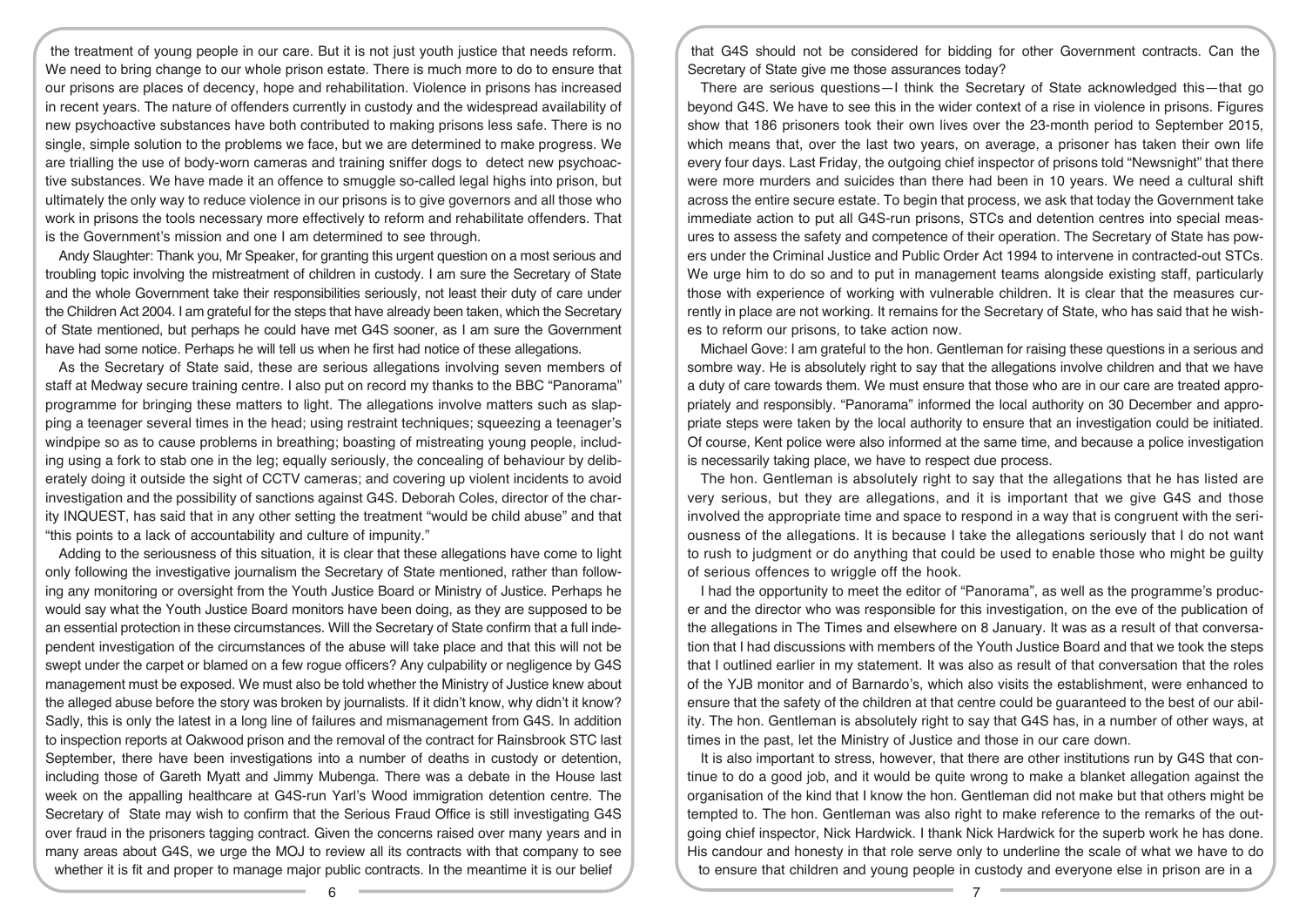the treatment of young people in our care. But it is not just youth justice that needs reform. We need to bring change to our whole prison estate. There is much more to do to ensure that our prisons are places of decency, hope and rehabilitation. Violence in prisons has increased in recent years. The nature of offenders currently in custody and the widespread availability of new psychoactive substances have both contributed to making prisons less safe. There is no single, simple solution to the problems we face, but we are determined to make progress. We are trialling the use of body-worn cameras and training sniffer dogs to detect new psychoactive substances. We have made it an offence to smuggle so-called legal highs into prison, but ultimately the only way to reduce violence in our prisons is to give governors and all those who work in prisons the tools necessary more effectively to reform and rehabilitate offenders. That is the Government's mission and one I am determined to see through.

Andy Slaughter: Thank you, Mr Speaker, for granting this urgent question on a most serious and troubling topic involving the mistreatment of children in custody. I am sure the Secretary of State and the whole Government take their responsibilities seriously, not least their duty of care under the Children Act 2004. I am grateful for the steps that have already been taken, which the Secretary of State mentioned, but perhaps he could have met G4S sooner, as I am sure the Government have had some notice. Perhaps he will tell us when he first had notice of these allegations.

As the Secretary of State said, these are serious allegations involving seven members of staff at Medway secure training centre. I also put on record my thanks to the BBC "Panorama" programme for bringing these matters to light. The allegations involve matters such as slapping a teenager several times in the head; using restraint techniques; squeezing a teenager's windpipe so as to cause problems in breathing; boasting of mistreating young people, including using a fork to stab one in the leg; equally seriously, the concealing of behaviour by deliberately doing it outside the sight of CCTV cameras; and covering up violent incidents to avoid investigation and the possibility of sanctions against G4S. Deborah Coles, director of the charity INQUEST, has said that in any other setting the treatment "would be child abuse" and that "this points to a lack of accountability and culture of impunity."

Adding to the seriousness of this situation, it is clear that these allegations have come to light only following the investigative journalism the Secretary of State mentioned, rather than following any monitoring or oversight from the Youth Justice Board or Ministry of Justice. Perhaps he would say what the Youth Justice Board monitors have been doing, as they are supposed to be an essential protection in these circumstances. Will the Secretary of State confirm that a full independent investigation of the circumstances of the abuse will take place and that this will not be swept under the carpet or blamed on a few rogue officers? Any culpability or negligence by G4S management must be exposed. We must also be told whether the Ministry of Justice knew about the alleged abuse before the story was broken by journalists. If it didn't know, why didn't it know? Sadly, this is only the latest in a long line of failures and mismanagement from G4S. In addition to inspection reports at Oakwood prison and the removal of the contract for Rainsbrook STC last September, there have been investigations into a number of deaths in custody or detention, including those of Gareth Myatt and Jimmy Mubenga. There was a debate in the House last week on the appalling healthcare at G4S-run Yarl's Wood immigration detention centre. The Secretary of State may wish to confirm that the Serious Fraud Office is still investigating G4S over fraud in the prisoners tagging contract. Given the concerns raised over many years and in many areas about G4S, we urge the MOJ to review all its contracts with that company to see whether it is fit and proper to manage major public contracts. In the meantime it is our belief that G4S should not be considered for bidding for other Government contracts. Can the Secretary of State give me those assurances today?

There are serious questions—I think the Secretary of State acknowledged this—that go beyond G4S. We have to see this in the wider context of a rise in violence in prisons. Figures show that 186 prisoners took their own lives over the 23-month period to September 2015, which means that, over the last two years, on average, a prisoner has taken their own life every four days. Last Friday, the outgoing chief inspector of prisons told "Newsnight" that there were more murders and suicides than there had been in 10 years. We need a cultural shift across the entire secure estate. To begin that process, we ask that today the Government take immediate action to put all G4S-run prisons, STCs and detention centres into special measures to assess the safety and competence of their operation. The Secretary of State has powers under the Criminal Justice and Public Order Act 1994 to intervene in contracted-out STCs. We urge him to do so and to put in management teams alongside existing staff, particularly those with experience of working with vulnerable children. It is clear that the measures currently in place are not working. It remains for the Secretary of State, who has said that he wishes to reform our prisons, to take action now.

Michael Gove: I am grateful to the hon. Gentleman for raising these questions in a serious and sombre way. He is absolutely right to say that the allegations involve children and that we have a duty of care towards them. We must ensure that those who are in our care are treated appropriately and responsibly. "Panorama" informed the local authority on 30 December and appropriate steps were taken by the local authority to ensure that an investigation could be initiated. Of course, Kent police were also informed at the same time, and because a police investigation is necessarily taking place, we have to respect due process.

The hon. Gentleman is absolutely right to say that the allegations that he has listed are very serious, but they are allegations, and it is important that we give G4S and those involved the appropriate time and space to respond in a way that is congruent with the seriousness of the allegations. It is because I take the allegations seriously that I do not want to rush to judgment or do anything that could be used to enable those who might be guilty of serious offences to wriggle off the hook.

I had the opportunity to meet the editor of "Panorama", as well as the programme's producer and the director who was responsible for this investigation, on the eve of the publication of the allegations in The Times and elsewhere on 8 January. It was as a result of that conversation that I had discussions with members of the Youth Justice Board and that we took the steps that I outlined earlier in my statement. It was also as result of that conversation that the roles of the YJB monitor and of Barnardo's, which also visits the establishment, were enhanced to ensure that the safety of the children at that centre could be guaranteed to the best of our ability. The hon. Gentleman is absolutely right to say that G4S has, in a number of other ways, at times in the past, let the Ministry of Justice and those in our care down.

It is also important to stress, however, that there are other institutions run by G4S that continue to do a good job, and it would be quite wrong to make a blanket allegation against the organisation of the kind that I know the hon. Gentleman did not make but that others might be tempted to. The hon. Gentleman was also right to make reference to the remarks of the outgoing chief inspector, Nick Hardwick. I thank Nick Hardwick for the superb work he has done. His candour and honesty in that role serve only to underline the scale of what we have to do to ensure that children and young people in custody and everyone else in prison are in a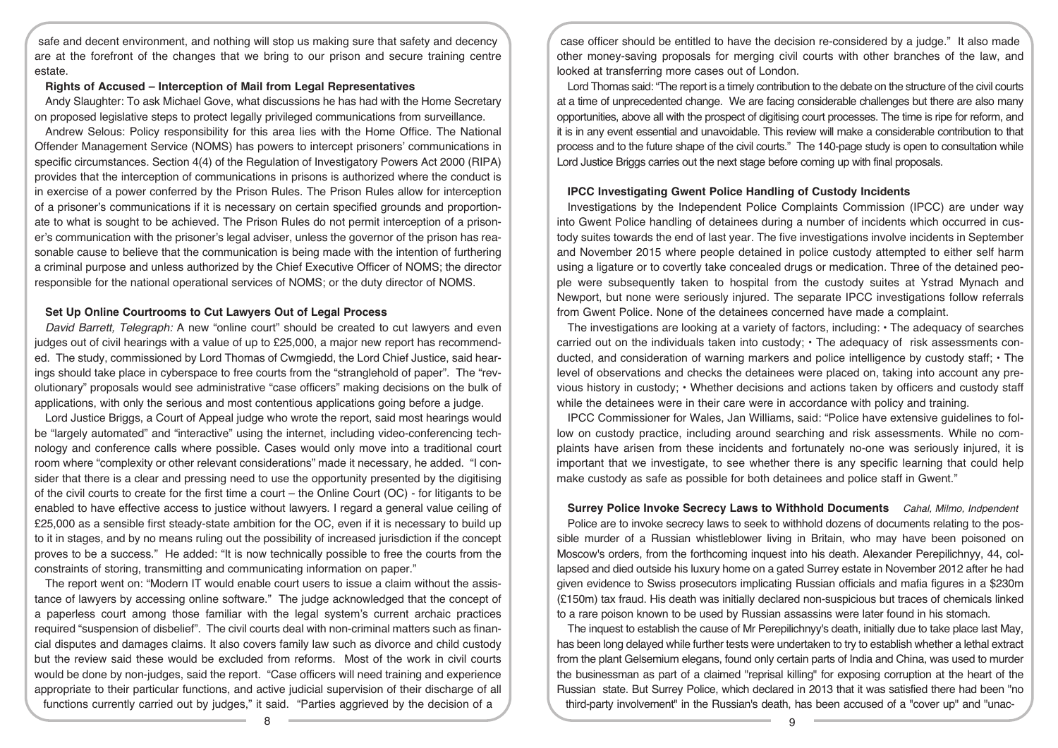safe and decent environment, and nothing will stop us making sure that safety and decency are at the forefront of the changes that we bring to our prison and secure training centre estate.

**Rights of Accused – Interception of Mail from Legal Representatives**

Andy Slaughter: To ask Michael Gove, what discussions he has had with the Home Secretary on proposed legislative steps to protect legally privileged communications from surveillance.

Andrew Selous: Policy responsibility for this area lies with the Home Office. The National Offender Management Service (NOMS) has powers to intercept prisoners' communications in specific circumstances. Section 4(4) of the Regulation of Investigatory Powers Act 2000 (RIPA) provides that the interception of communications in prisons is authorized where the conduct is in exercise of a power conferred by the Prison Rules. The Prison Rules allow for interception of a prisoner's communications if it is necessary on certain specified grounds and proportionate to what is sought to be achieved. The Prison Rules do not permit interception of a prisoner's communication with the prisoner's legal adviser, unless the governor of the prison has reasonable cause to believe that the communication is being made with the intention of furthering a criminal purpose and unless authorized by the Chief Executive Officer of NOMS; the director responsible for the national operational services of NOMS; or the duty director of NOMS.

**Set Up Online Courtrooms to Cut Lawyers Out of Legal Process**

*David Barrett, Telegraph:* A new "online court" should be created to cut lawyers and even judges out of civil hearings with a value of up to £25,000, a major new report has recommended. The study, commissioned by Lord Thomas of Cwmgiedd, the Lord Chief Justice, said hearings should take place in cyberspace to free courts from the "stranglehold of paper". The "revolutionary" proposals would see administrative "case officers" making decisions on the bulk of applications, with only the serious and most contentious applications going before a judge.

Lord Justice Briggs, a Court of Appeal judge who wrote the report, said most hearings would be "largely automated" and "interactive" using the internet, including video-conferencing technology and conference calls where possible. Cases would only move into a traditional court room where "complexity or other relevant considerations" made it necessary, he added. "I consider that there is a clear and pressing need to use the opportunity presented by the digitising of the civil courts to create for the first time a court – the Online Court (OC) - for litigants to be enabled to have effective access to justice without lawyers. I regard a general value ceiling of £25,000 as a sensible first steady-state ambition for the OC, even if it is necessary to build up to it in stages, and by no means ruling out the possibility of increased jurisdiction if the concept proves to be a success." He added: "It is now technically possible to free the courts from the constraints of storing, transmitting and communicating information on paper."

The report went on: "Modern IT would enable court users to issue a claim without the assistance of lawyers by accessing online software." The judge acknowledged that the concept of a paperless court among those familiar with the legal system's current archaic practices required "suspension of disbelief". The civil courts deal with non-criminal matters such as financial disputes and damages claims. It also covers family law such as divorce and child custody but the review said these would be excluded from reforms. Most of the work in civil courts would be done by non-judges, said the report. "Case officers will need training and experience appropriate to their particular functions, and active judicial supervision of their discharge of all functions currently carried out by judges," it said. "Parties aggrieved by the decision of a case officer should be entitled to have the decision re-considered by a judge." It also made other money-saving proposals for merging civil courts with other branches of the law, and looked at transferring more cases out of London.

Lord Thomas said: "The report is a timely contribution to the debate on the structure of the civil courts at a time of unprecedented change. We are facing considerable challenges but there are also many opportunities, above all with the prospect of digitising court processes. The time is ripe for reform, and it is in any event essential and unavoidable. This review will make a considerable contribution to that process and to the future shape of the civil courts." The 140-page study is open to consultation while Lord Justice Briggs carries out the next stage before coming up with final proposals.

**IPCC Investigating Gwent Police Handling of Custody Incidents**

Investigations by the Independent Police Complaints Commission (IPCC) are under way into Gwent Police handling of detainees during a number of incidents which occurred in custody suites towards the end of last year. The five investigations involve incidents in September and November 2015 where people detained in police custody attempted to either self harm using a ligature or to covertly take concealed drugs or medication. Three of the detained people were subsequently taken to hospital from the custody suites at Ystrad Mynach and Newport, but none were seriously injured. The separate IPCC investigations follow referrals from Gwent Police. None of the detainees concerned have made a complaint.

The investigations are looking at a variety of factors, including: • The adequacy of searches carried out on the individuals taken into custody; • The adequacy of risk assessments conducted, and consideration of warning markers and police intelligence by custody staff; • The level of observations and checks the detainees were placed on, taking into account any previous history in custody; • Whether decisions and actions taken by officers and custody staff while the detainees were in their care were in accordance with policy and training.

IPCC Commissioner for Wales, Jan Williams, said: "Police have extensive guidelines to follow on custody practice, including around searching and risk assessments. While no complaints have arisen from these incidents and fortunately no-one was seriously injured, it is important that we investigate, to see whether there is any specific learning that could help make custody as safe as possible for both detainees and police staff in Gwent."

**Surrey Police Invoke Secrecy Laws to Withhold Documents** *Cahal, Milmo, Indpendent*

Police are to invoke secrecy laws to seek to withhold dozens of documents relating to the possible murder of a Russian whistleblower living in Britain, who may have been poisoned on Moscow's orders, from the forthcoming inquest into his death. Alexander Perepilichnyy, 44, collapsed and died outside his luxury home on a gated Surrey estate in November 2012 after he had given evidence to Swiss prosecutors implicating Russian officials and mafia figures in a $230m (£150m) tax fraud. His death was initially declared non-suspicious but traces of chemicals linked to a rare poison known to be used by Russian assassins were later found in his stomach.

The inquest to establish the cause of Mr Perepilichnyy's death, initially due to take place last May, has been long delayed while further tests were undertaken to try to establish whether a lethal extract from the plant Gelsemium elegans, found only certain parts of India and China, was used to murder the businessman as part of a claimed "reprisal killing" for exposing corruption at the heart of the Russian state. But Surrey Police, which declared in 2013 that it was satisfied there had been "no third-party involvement" in the Russian's death, has been accused of a "cover up" and "unac-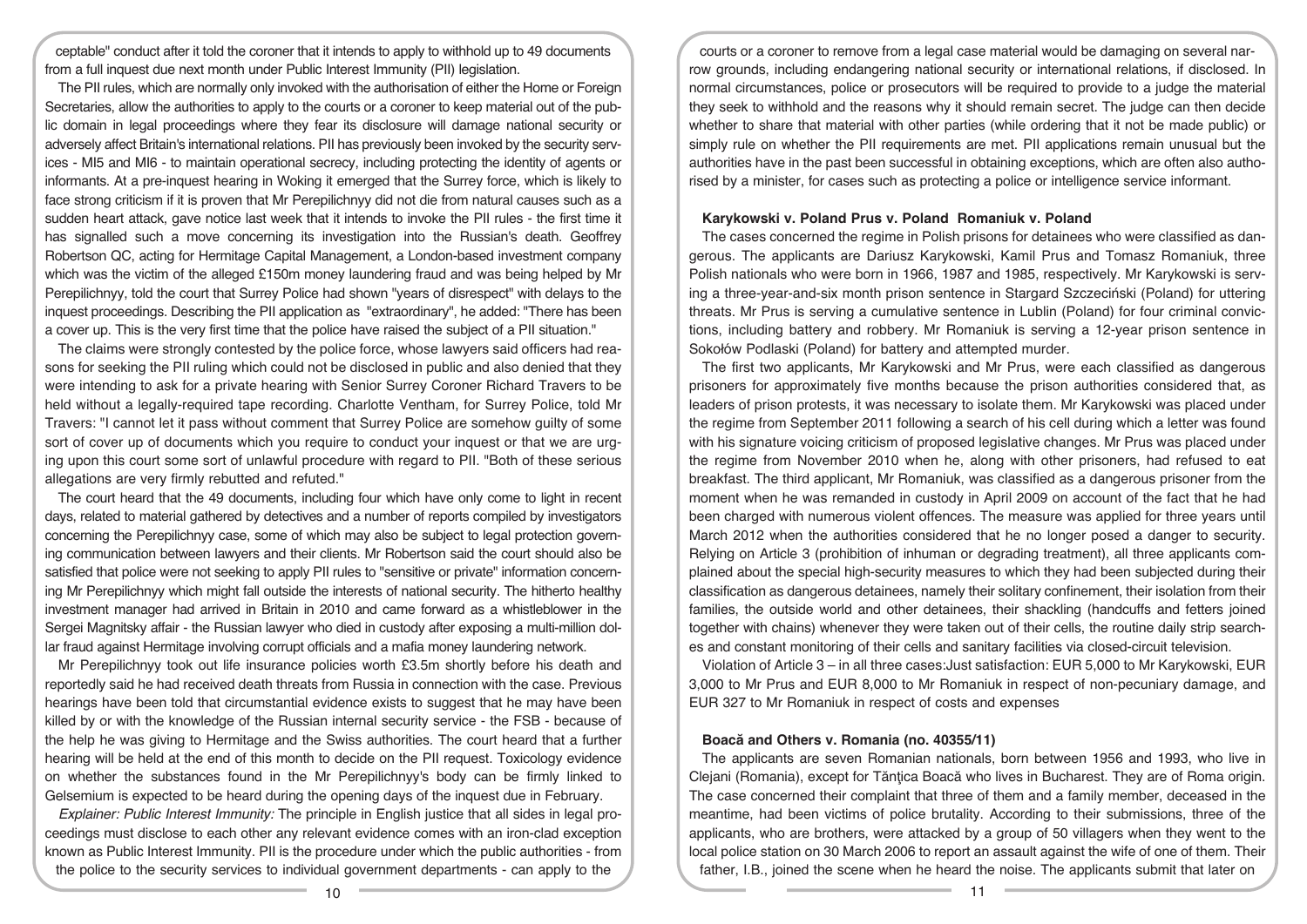ceptable" conduct after it told the coroner that it intends to apply to withhold up to 49 documents from a full inquest due next month under Public Interest Immunity (PII) legislation.

The PII rules, which are normally only invoked with the authorisation of either the Home or Foreign Secretaries, allow the authorities to apply to the courts or a coroner to keep material out of the public domain in legal proceedings where they fear its disclosure will damage national security or adversely affect Britain's international relations. PII has previously been invoked by the security services - MI5 and MI6 - to maintain operational secrecy, including protecting the identity of agents or informants. At a pre-inquest hearing in Woking it emerged that the Surrey force, which is likely to face strong criticism if it is proven that Mr Perepilichnyy did not die from natural causes such as a sudden heart attack, gave notice last week that it intends to invoke the PII rules - the first time it has signalled such a move concerning its investigation into the Russian's death. Geoffrey Robertson QC, acting for Hermitage Capital Management, a London-based investment company which was the victim of the alleged £150m money laundering fraud and was being helped by Mr Perepilichnyy, told the court that Surrey Police had shown "years of disrespect" with delays to the inquest proceedings. Describing the PII application as "extraordinary", he added: "There has been a cover up. This is the very first time that the police have raised the subject of a PII situation."

The claims were strongly contested by the police force, whose lawyers said officers had reasons for seeking the PII ruling which could not be disclosed in public and also denied that they were intending to ask for a private hearing with Senior Surrey Coroner Richard Travers to be held without a legally-required tape recording. Charlotte Ventham, for Surrey Police, told Mr Travers: "I cannot let it pass without comment that Surrey Police are somehow guilty of some sort of cover up of documents which you require to conduct your inquest or that we are urging upon this court some sort of unlawful procedure with regard to PII. "Both of these serious allegations are very firmly rebutted and refuted."

The court heard that the 49 documents, including four which have only come to light in recent days, related to material gathered by detectives and a number of reports compiled by investigators concerning the Perepilichnyy case, some of which may also be subject to legal protection governing communication between lawyers and their clients. Mr Robertson said the court should also be satisfied that police were not seeking to apply PII rules to "sensitive or private" information concerning Mr Perepilichnyy which might fall outside the interests of national security. The hitherto healthy investment manager had arrived in Britain in 2010 and came forward as a whistleblower in the Sergei Magnitsky affair - the Russian lawyer who died in custody after exposing a multi-million dollar fraud against Hermitage involving corrupt officials and a mafia money laundering network.

Mr Perepilichnyy took out life insurance policies worth £3.5m shortly before his death and reportedly said he had received death threats from Russia in connection with the case. Previous hearings have been told that circumstantial evidence exists to suggest that he may have been killed by or with the knowledge of the Russian internal security service - the FSB - because of the help he was giving to Hermitage and the Swiss authorities. The court heard that a further hearing will be held at the end of this month to decide on the PII request. Toxicology evidence on whether the substances found in the Mr Perepilichnyy's body can be firmly linked to Gelsemium is expected to be heard during the opening days of the inquest due in February.

*Explainer: Public Interest Immunity:* The principle in English justice that all sides in legal proceedings must disclose to each other any relevant evidence comes with an iron-clad exception known as Public Interest Immunity. PII is the procedure under which the public authorities - from the police to the security services to individual government departments - can apply to the courts or a coroner to remove from a legal case material would be damaging on several narrow grounds, including endangering national security or international relations, if disclosed. In normal circumstances, police or prosecutors will be required to provide to a judge the material they seek to withhold and the reasons why it should remain secret. The judge can then decide whether to share that material with other parties (while ordering that it not be made public) or simply rule on whether the PII requirements are met. PII applications remain unusual but the authorities have in the past been successful in obtaining exceptions, which are often also authorised by a minister, for cases such as protecting a police or intelligence service informant.

**Karykowski v. Poland Prus v. Poland Romaniuk v. Poland**

The cases concerned the regime in Polish prisons for detainees who were classified as dangerous. The applicants are Dariusz Karykowski, Kamil Prus and Tomasz Romaniuk, three Polish nationals who were born in 1966, 1987 and 1985, respectively. Mr Karykowski is serving a three-year-and-six month prison sentence in Stargard Szczeciński (Poland) for uttering threats. Mr Prus is serving a cumulative sentence in Lublin (Poland) for four criminal convictions, including battery and robbery. Mr Romaniuk is serving a 12-year prison sentence in Sokołów Podlaski (Poland) for battery and attempted murder.

The first two applicants, Mr Karykowski and Mr Prus, were each classified as dangerous prisoners for approximately five months because the prison authorities considered that, as leaders of prison protests, it was necessary to isolate them. Mr Karykowski was placed under the regime from September 2011 following a search of his cell during which a letter was found with his signature voicing criticism of proposed legislative changes. Mr Prus was placed under the regime from November 2010 when he, along with other prisoners, had refused to eat breakfast. The third applicant, Mr Romaniuk, was classified as a dangerous prisoner from the moment when he was remanded in custody in April 2009 on account of the fact that he had been charged with numerous violent offences. The measure was applied for three years until March 2012 when the authorities considered that he no longer posed a danger to security. Relying on Article 3 (prohibition of inhuman or degrading treatment), all three applicants complained about the special high-security measures to which they had been subjected during their classification as dangerous detainees, namely their solitary confinement, their isolation from their families, the outside world and other detainees, their shackling (handcuffs and fetters joined together with chains) whenever they were taken out of their cells, the routine daily strip searches and constant monitoring of their cells and sanitary facilities via closed-circuit television.

Violation of Article 3 – in all three cases:Just satisfaction: EUR 5,000 to Mr Karykowski, EUR 3,000 to Mr Prus and EUR 8,000 to Mr Romaniuk in respect of non-pecuniary damage, and EUR 327 to Mr Romaniuk in respect of costs and expenses

**Boacă and Others v. Romania (no. 40355/11)**

The applicants are seven Romanian nationals, born between 1956 and 1993, who live in Clejani (Romania), except for Tănţica Boacă who lives in Bucharest. They are of Roma origin. The case concerned their complaint that three of them and a family member, deceased in the meantime, had been victims of police brutality. According to their submissions, three of the applicants, who are brothers, were attacked by a group of 50 villagers when they went to the local police station on 30 March 2006 to report an assault against the wife of one of them. Their father, I.B., joined the scene when he heard the noise. The applicants submit that later on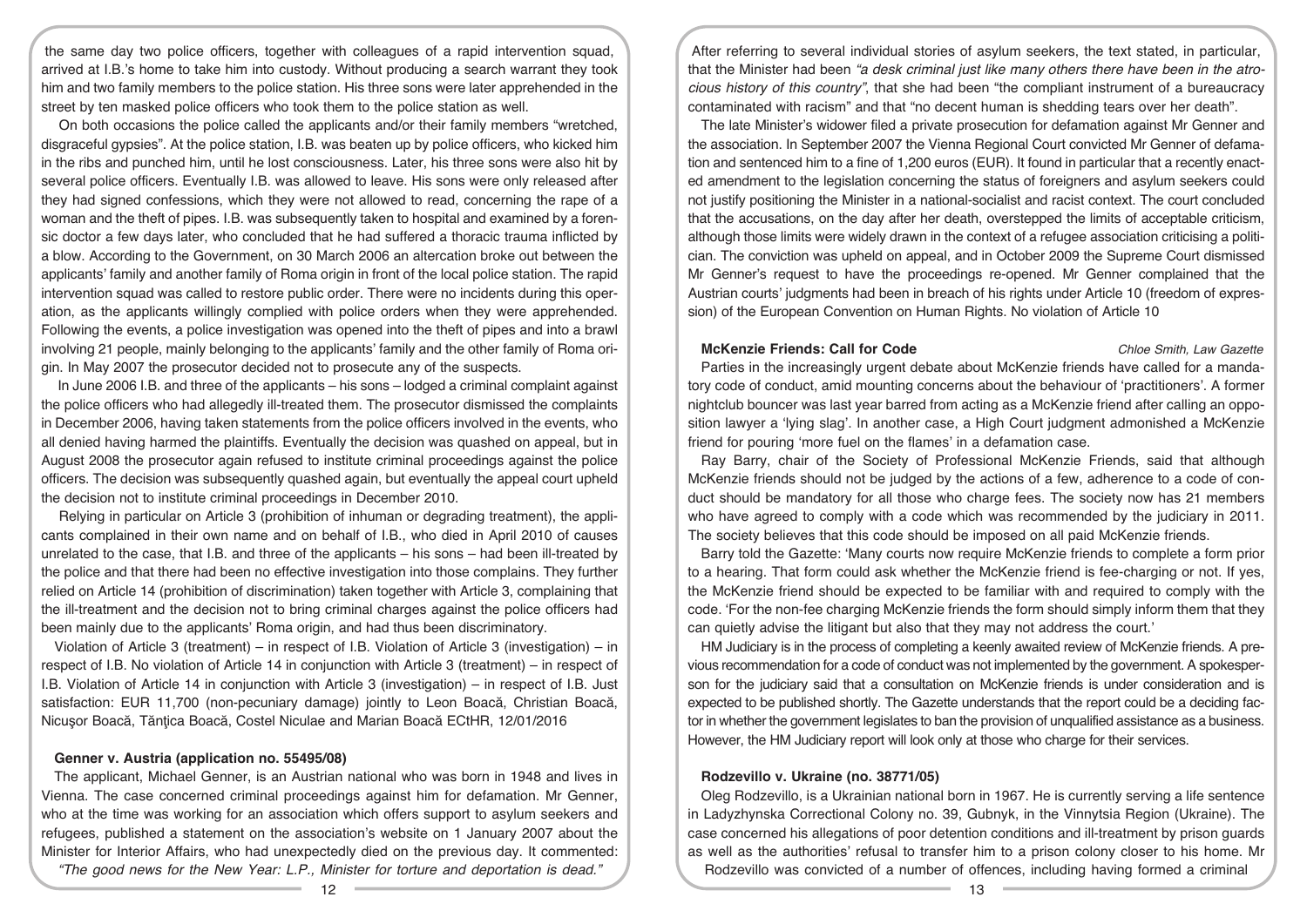the same day two police officers, together with colleagues of a rapid intervention squad, arrived at I.B.'s home to take him into custody. Without producing a search warrant they took him and two family members to the police station. His three sons were later apprehended in the street by ten masked police officers who took them to the police station as well.

On both occasions the police called the applicants and/or their family members "wretched, disgraceful gypsies". At the police station, I.B. was beaten up by police officers, who kicked him in the ribs and punched him, until he lost consciousness. Later, his three sons were also hit by several police officers. Eventually I.B. was allowed to leave. His sons were only released after they had signed confessions, which they were not allowed to read, concerning the rape of a woman and the theft of pipes. I.B. was subsequently taken to hospital and examined by a forensic doctor a few days later, who concluded that he had suffered a thoracic trauma inflicted by a blow. According to the Government, on 30 March 2006 an altercation broke out between the applicants' family and another family of Roma origin in front of the local police station. The rapid intervention squad was called to restore public order. There were no incidents during this operation, as the applicants willingly complied with police orders when they were apprehended. Following the events, a police investigation was opened into the theft of pipes and into a brawl involving 21 people, mainly belonging to the applicants' family and the other family of Roma origin. In May 2007 the prosecutor decided not to prosecute any of the suspects.

In June 2006 I.B. and three of the applicants – his sons – lodged a criminal complaint against the police officers who had allegedly ill-treated them. The prosecutor dismissed the complaints in December 2006, having taken statements from the police officers involved in the events, who all denied having harmed the plaintiffs. Eventually the decision was quashed on appeal, but in August 2008 the prosecutor again refused to institute criminal proceedings against the police officers. The decision was subsequently quashed again, but eventually the appeal court upheld the decision not to institute criminal proceedings in December 2010.

Relying in particular on Article 3 (prohibition of inhuman or degrading treatment), the applicants complained in their own name and on behalf of I.B., who died in April 2010 of causes unrelated to the case, that I.B. and three of the applicants – his sons – had been ill-treated by the police and that there had been no effective investigation into those complains. They further relied on Article 14 (prohibition of discrimination) taken together with Article 3, complaining that the ill-treatment and the decision not to bring criminal charges against the police officers had been mainly due to the applicants' Roma origin, and had thus been discriminatory.

Violation of Article 3 (treatment) – in respect of I.B. Violation of Article 3 (investigation) – in respect of I.B. No violation of Article 14 in conjunction with Article 3 (treatment) – in respect of I.B. Violation of Article 14 in conjunction with Article 3 (investigation) – in respect of I.B. Just satisfaction: EUR 11,700 (non-pecuniary damage) jointly to Leon Boacă, Christian Boacă, Nicuşor Boacă, Tănţica Boacă, Costel Niculae and Marian Boacă ECtHR, 12/01/2016

### Genner v. Austria (application no. 55495/08)

The applicant, Michael Genner, is an Austrian national who was born in 1948 and lives in Vienna. The case concerned criminal proceedings against him for defamation. Mr Genner, who at the time was working for an association which offers support to asylum seekers and refugees, published a statement on the association's website on 1 January 2007 about the Minister for Interior Affairs, who had unexpectedly died on the previous day. It commented: *"The good news for the New Year: L.P., Minister for torture and deportation is dead."*

After referring to several individual stories of asylum seekers, the text stated, in particular, that the Minister had been *"a desk criminal just like many others there have been in the atrocious history of this country"*, that she had been "the compliant instrument of a bureaucracy contaminated with racism" and that "no decent human is shedding tears over her death".

The late Minister's widower filed a private prosecution for defamation against Mr Genner and the association. In September 2007 the Vienna Regional Court convicted Mr Genner of defamation and sentenced him to a fine of 1,200 euros (EUR). It found in particular that a recently enacted amendment to the legislation concerning the status of foreigners and asylum seekers could not justify positioning the Minister in a national-socialist and racist context. The court concluded that the accusations, on the day after her death, overstepped the limits of acceptable criticism, although those limits were widely drawn in the context of a refugee association criticising a politician. The conviction was upheld on appeal, and in October 2009 the Supreme Court dismissed Mr Genner's request to have the proceedings re-opened. Mr Genner complained that the Austrian courts' judgments had been in breach of his rights under Article 10 (freedom of expression) of the European Convention on Human Rights. No violation of Article 10

### McKenzie Friends: Call for Code

*Chloe Smith, Law Gazette*

Parties in the increasingly urgent debate about McKenzie friends have called for a mandatory code of conduct, amid mounting concerns about the behaviour of 'practitioners'. A former nightclub bouncer was last year barred from acting as a McKenzie friend after calling an opposition lawyer a 'lying slag'. In another case, a High Court judgment admonished a McKenzie friend for pouring 'more fuel on the flames' in a defamation case.

Ray Barry, chair of the Society of Professional McKenzie Friends, said that although McKenzie friends should not be judged by the actions of a few, adherence to a code of conduct should be mandatory for all those who charge fees. The society now has 21 members who have agreed to comply with a code which was recommended by the judiciary in 2011. The society believes that this code should be imposed on all paid McKenzie friends.

Barry told the Gazette: 'Many courts now require McKenzie friends to complete a form prior to a hearing. That form could ask whether the McKenzie friend is fee-charging or not. If yes, the McKenzie friend should be expected to be familiar with and required to comply with the code. 'For the non-fee charging McKenzie friends the form should simply inform them that they can quietly advise the litigant but also that they may not address the court.'

HM Judiciary is in the process of completing a keenly awaited review of McKenzie friends. A previous recommendation for a code of conduct was not implemented by the government. A spokesperson for the judiciary said that a consultation on McKenzie friends is under consideration and is expected to be published shortly. The Gazette understands that the report could be a deciding factor in whether the government legislates to ban the provision of unqualified assistance as a business. However, the HM Judiciary report will look only at those who charge for their services.

### Rodzevillo v. Ukraine (no. 38771/05)

Oleg Rodzevillo, is a Ukrainian national born in 1967. He is currently serving a life sentence in Ladyzhynska Correctional Colony no. 39, Gubnyk, in the Vinnytsia Region (Ukraine). The case concerned his allegations of poor detention conditions and ill-treatment by prison guards as well as the authorities' refusal to transfer him to a prison colony closer to his home. Mr Rodzevillo was convicted of a number of offences, including having formed a criminal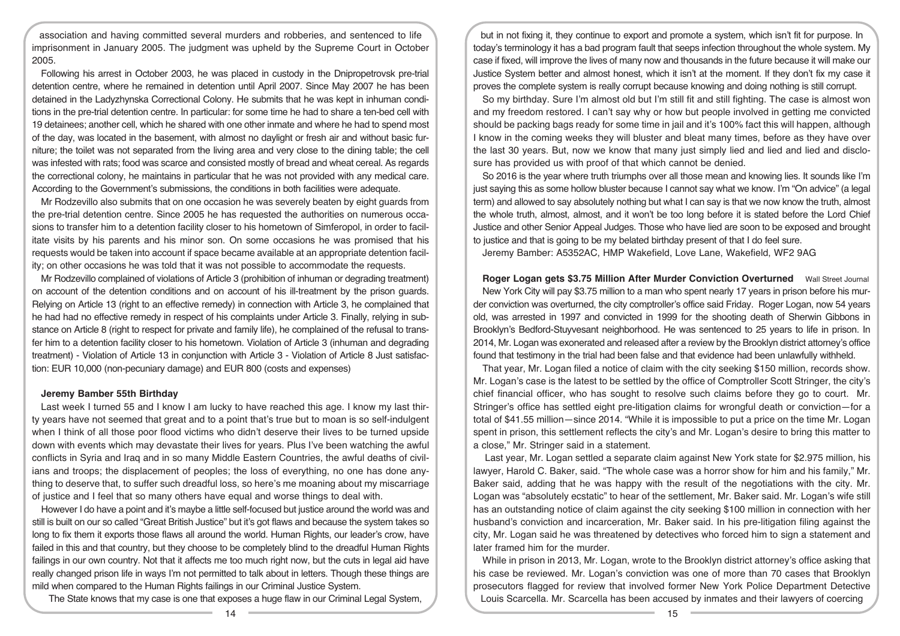association and having committed several murders and robberies, and sentenced to life imprisonment in January 2005. The judgment was upheld by the Supreme Court in October 2005.

Following his arrest in October 2003, he was placed in custody in the Dnipropetrovsk pre-trial detention centre, where he remained in detention until April 2007. Since May 2007 he has been detained in the Ladyzhynska Correctional Colony. He submits that he was kept in inhuman conditions in the pre-trial detention centre. In particular: for some time he had to share a ten-bed cell with 19 detainees; another cell, which he shared with one other inmate and where he had to spend most of the day, was located in the basement, with almost no daylight or fresh air and without basic furniture; the toilet was not separated from the living area and very close to the dining table; the cell was infested with rats; food was scarce and consisted mostly of bread and wheat cereal. As regards the correctional colony, he maintains in particular that he was not provided with any medical care. According to the Government's submissions, the conditions in both facilities were adequate.

Mr Rodzevillo also submits that on one occasion he was severely beaten by eight guards from the pre-trial detention centre. Since 2005 he has requested the authorities on numerous occasions to transfer him to a detention facility closer to his hometown of Simferopol, in order to facilitate visits by his parents and his minor son. On some occasions he was promised that his requests would be taken into account if space became available at an appropriate detention facility; on other occasions he was told that it was not possible to accommodate the requests.

Mr Rodzevillo complained of violations of Article 3 (prohibition of inhuman or degrading treatment) on account of the detention conditions and on account of his ill-treatment by the prison guards. Relying on Article 13 (right to an effective remedy) in connection with Article 3, he complained that he had had no effective remedy in respect of his complaints under Article 3. Finally, relying in substance on Article 8 (right to respect for private and family life), he complained of the refusal to transfer him to a detention facility closer to his hometown. Violation of Article 3 (inhuman and degrading treatment) - Violation of Article 13 in conjunction with Article 3 - Violation of Article 8 Just satisfaction: EUR 10,000 (non-pecuniary damage) and EUR 800 (costs and expenses)

**Jeremy Bamber 55th Birthday**

Last week I turned 55 and I know I am lucky to have reached this age. I know my last thirty years have not seemed that great and to a point that's true but to moan is so self-indulgent when I think of all those poor flood victims who didn't deserve their lives to be turned upside down with events which may devastate their lives for years. Plus I've been watching the awful conflicts in Syria and Iraq and in so many Middle Eastern Countries, the awful deaths of civilians and troops; the displacement of peoples; the loss of everything, no one has done anything to deserve that, to suffer such dreadful loss, so here's me moaning about my miscarriage of justice and I feel that so many others have equal and worse things to deal with.

However I do have a point and it's maybe a little self-focused but justice around the world was and still is built on our so called "Great British Justice" but it's got flaws and because the system takes so long to fix them it exports those flaws all around the world. Human Rights, our leader's crow, have failed in this and that country, but they choose to be completely blind to the dreadful Human Rights failings in our own country. Not that it affects me too much right now, but the cuts in legal aid have really changed prison life in ways I'm not permitted to talk about in letters. Though these things are mild when compared to the Human Rights failings in our Criminal Justice System.

The State knows that my case is one that exposes a huge flaw in our Criminal Legal System, but in not fixing it, they continue to export and promote a system, which isn't fit for purpose. In today's terminology it has a bad program fault that seeps infection throughout the whole system. My case if fixed, will improve the lives of many now and thousands in the future because it will make our Justice System better and almost honest, which it isn't at the moment. If they don't fix my case it proves the complete system is really corrupt because knowing and doing nothing is still corrupt.

So my birthday. Sure I'm almost old but I'm still fit and still fighting. The case is almost won and my freedom restored. I can't say why or how but people involved in getting me convicted should be packing bags ready for some time in jail and it's 100% fact this will happen, although I know in the coming weeks they will bluster and bleat many times, before as they have over the last 30 years. But, now we know that many just simply lied and lied and lied and disclosure has provided us with proof of that which cannot be denied.

So 2016 is the year where truth triumphs over all those mean and knowing lies. It sounds like I'm just saying this as some hollow bluster because I cannot say what we know. I'm "On advice" (a legal term) and allowed to say absolutely nothing but what I can say is that we now know the truth, almost the whole truth, almost, almost, and it won't be too long before it is stated before the Lord Chief Justice and other Senior Appeal Judges. Those who have lied are soon to be exposed and brought to justice and that is going to be my belated birthday present of that I do feel sure.

Jeremy Bamber: A5352AC, HMP Wakefield, Love Lane, Wakefield, WF2 9AG

**Roger Logan gets $3.75 Million After Murder Conviction Overturned** Wall Street Journal

New York City will pay $3.75 million to a man who spent nearly 17 years in prison before his murder conviction was overturned, the city comptroller's office said Friday. Roger Logan, now 54 years old, was arrested in 1997 and convicted in 1999 for the shooting death of Sherwin Gibbons in Brooklyn's Bedford-Stuyvesant neighborhood. He was sentenced to 25 years to life in prison. In 2014, Mr. Logan was exonerated and released after a review by the Brooklyn district attorney's office found that testimony in the trial had been false and that evidence had been unlawfully withheld.

That year, Mr. Logan filed a notice of claim with the city seeking $150 million, records show. Mr. Logan's case is the latest to be settled by the office of Comptroller Scott Stringer, the city's chief financial officer, who has sought to resolve such claims before they go to court. Mr. Stringer's office has settled eight pre-litigation claims for wrongful death or conviction—for a total of $41.55 million—since 2014. "While it is impossible to put a price on the time Mr. Logan spent in prison, this settlement reflects the city's and Mr. Logan's desire to bring this matter to a close," Mr. Stringer said in a statement.

Last year, Mr. Logan settled a separate claim against New York state for $2.975 million, his lawyer, Harold C. Baker, said. "The whole case was a horror show for him and his family," Mr. Baker said, adding that he was happy with the result of the negotiations with the city. Mr. Logan was "absolutely ecstatic" to hear of the settlement, Mr. Baker said. Mr. Logan's wife still has an outstanding notice of claim against the city seeking $100 million in connection with her husband's conviction and incarceration, Mr. Baker said. In his pre-litigation filing against the city, Mr. Logan said he was threatened by detectives who forced him to sign a statement and later framed him for the murder.

While in prison in 2013, Mr. Logan, wrote to the Brooklyn district attorney's office asking that his case be reviewed. Mr. Logan's conviction was one of more than 70 cases that Brooklyn prosecutors flagged for review that involved former New York Police Department Detective Louis Scarcella. Mr. Scarcella has been accused by inmates and their lawyers of coercing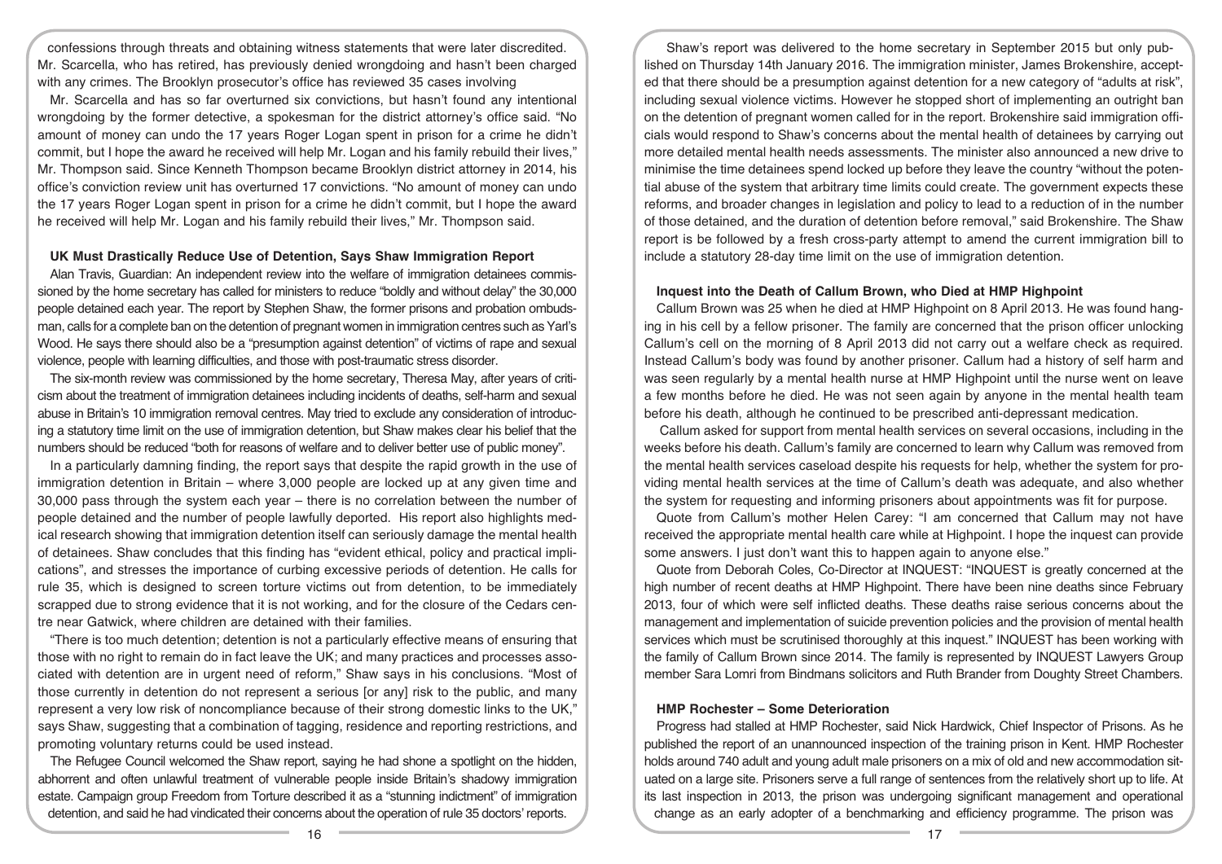confessions through threats and obtaining witness statements that were later discredited. Mr. Scarcella, who has retired, has previously denied wrongdoing and hasn't been charged with any crimes. The Brooklyn prosecutor's office has reviewed 35 cases involving

Mr. Scarcella and has so far overturned six convictions, but hasn't found any intentional wrongdoing by the former detective, a spokesman for the district attorney's office said. "No amount of money can undo the 17 years Roger Logan spent in prison for a crime he didn't commit, but I hope the award he received will help Mr. Logan and his family rebuild their lives," Mr. Thompson said. Since Kenneth Thompson became Brooklyn district attorney in 2014, his office's conviction review unit has overturned 17 convictions. "No amount of money can undo the 17 years Roger Logan spent in prison for a crime he didn't commit, but I hope the award he received will help Mr. Logan and his family rebuild their lives," Mr. Thompson said.

### UK Must Drastically Reduce Use of Detention, Says Shaw Immigration Report

Alan Travis, Guardian: An independent review into the welfare of immigration detainees commissioned by the home secretary has called for ministers to reduce "boldly and without delay" the 30,000 people detained each year. The report by Stephen Shaw, the former prisons and probation ombudsman, calls for a complete ban on the detention of pregnant women in immigration centres such as Yarl's Wood. He says there should also be a "presumption against detention" of victims of rape and sexual violence, people with learning difficulties, and those with post-traumatic stress disorder.

The six-month review was commissioned by the home secretary, Theresa May, after years of criticism about the treatment of immigration detainees including incidents of deaths, self-harm and sexual abuse in Britain's 10 immigration removal centres. May tried to exclude any consideration of introducing a statutory time limit on the use of immigration detention, but Shaw makes clear his belief that the numbers should be reduced "both for reasons of welfare and to deliver better use of public money".

In a particularly damning finding, the report says that despite the rapid growth in the use of immigration detention in Britain – where 3,000 people are locked up at any given time and 30,000 pass through the system each year – there is no correlation between the number of people detained and the number of people lawfully deported. His report also highlights medical research showing that immigration detention itself can seriously damage the mental health of detainees. Shaw concludes that this finding has "evident ethical, policy and practical implications", and stresses the importance of curbing excessive periods of detention. He calls for rule 35, which is designed to screen torture victims out from detention, to be immediately scrapped due to strong evidence that it is not working, and for the closure of the Cedars centre near Gatwick, where children are detained with their families.

"There is too much detention; detention is not a particularly effective means of ensuring that those with no right to remain do in fact leave the UK; and many practices and processes associated with detention are in urgent need of reform," Shaw says in his conclusions. "Most of those currently in detention do not represent a serious [or any] risk to the public, and many represent a very low risk of noncompliance because of their strong domestic links to the UK," says Shaw, suggesting that a combination of tagging, residence and reporting restrictions, and promoting voluntary returns could be used instead.

The Refugee Council welcomed the Shaw report, saying he had shone a spotlight on the hidden, abhorrent and often unlawful treatment of vulnerable people inside Britain's shadowy immigration estate. Campaign group Freedom from Torture described it as a "stunning indictment" of immigration detention, and said he had vindicated their concerns about the operation of rule 35 doctors' reports.

Shaw's report was delivered to the home secretary in September 2015 but only published on Thursday 14th January 2016. The immigration minister, James Brokenshire, accepted that there should be a presumption against detention for a new category of "adults at risk", including sexual violence victims. However he stopped short of implementing an outright ban on the detention of pregnant women called for in the report. Brokenshire said immigration officials would respond to Shaw's concerns about the mental health of detainees by carrying out more detailed mental health needs assessments. The minister also announced a new drive to minimise the time detainees spend locked up before they leave the country "without the potential abuse of the system that arbitrary time limits could create. The government expects these reforms, and broader changes in legislation and policy to lead to a reduction of in the number of those detained, and the duration of detention before removal," said Brokenshire. The Shaw report is be followed by a fresh cross-party attempt to amend the current immigration bill to include a statutory 28-day time limit on the use of immigration detention.

### Inquest into the Death of Callum Brown, who Died at HMP Highpoint

Callum Brown was 25 when he died at HMP Highpoint on 8 April 2013. He was found hanging in his cell by a fellow prisoner. The family are concerned that the prison officer unlocking Callum's cell on the morning of 8 April 2013 did not carry out a welfare check as required. Instead Callum's body was found by another prisoner. Callum had a history of self harm and was seen regularly by a mental health nurse at HMP Highpoint until the nurse went on leave a few months before he died. He was not seen again by anyone in the mental health team before his death, although he continued to be prescribed anti-depressant medication.

Callum asked for support from mental health services on several occasions, including in the weeks before his death. Callum's family are concerned to learn why Callum was removed from the mental health services caseload despite his requests for help, whether the system for providing mental health services at the time of Callum's death was adequate, and also whether the system for requesting and informing prisoners about appointments was fit for purpose.

Quote from Callum's mother Helen Carey: "I am concerned that Callum may not have received the appropriate mental health care while at Highpoint. I hope the inquest can provide some answers. I just don't want this to happen again to anyone else."

Quote from Deborah Coles, Co-Director at INQUEST: "INQUEST is greatly concerned at the high number of recent deaths at HMP Highpoint. There have been nine deaths since February 2013, four of which were self inflicted deaths. These deaths raise serious concerns about the management and implementation of suicide prevention policies and the provision of mental health services which must be scrutinised thoroughly at this inquest." INQUEST has been working with the family of Callum Brown since 2014. The family is represented by INQUEST Lawyers Group member Sara Lomri from Bindmans solicitors and Ruth Brander from Doughty Street Chambers.

### HMP Rochester – Some Deterioration

Progress had stalled at HMP Rochester, said Nick Hardwick, Chief Inspector of Prisons. As he published the report of an unannounced inspection of the training prison in Kent. HMP Rochester holds around 740 adult and young adult male prisoners on a mix of old and new accommodation situated on a large site. Prisoners serve a full range of sentences from the relatively short up to life. At its last inspection in 2013, the prison was undergoing significant management and operational change as an early adopter of a benchmarking and efficiency programme. The prison was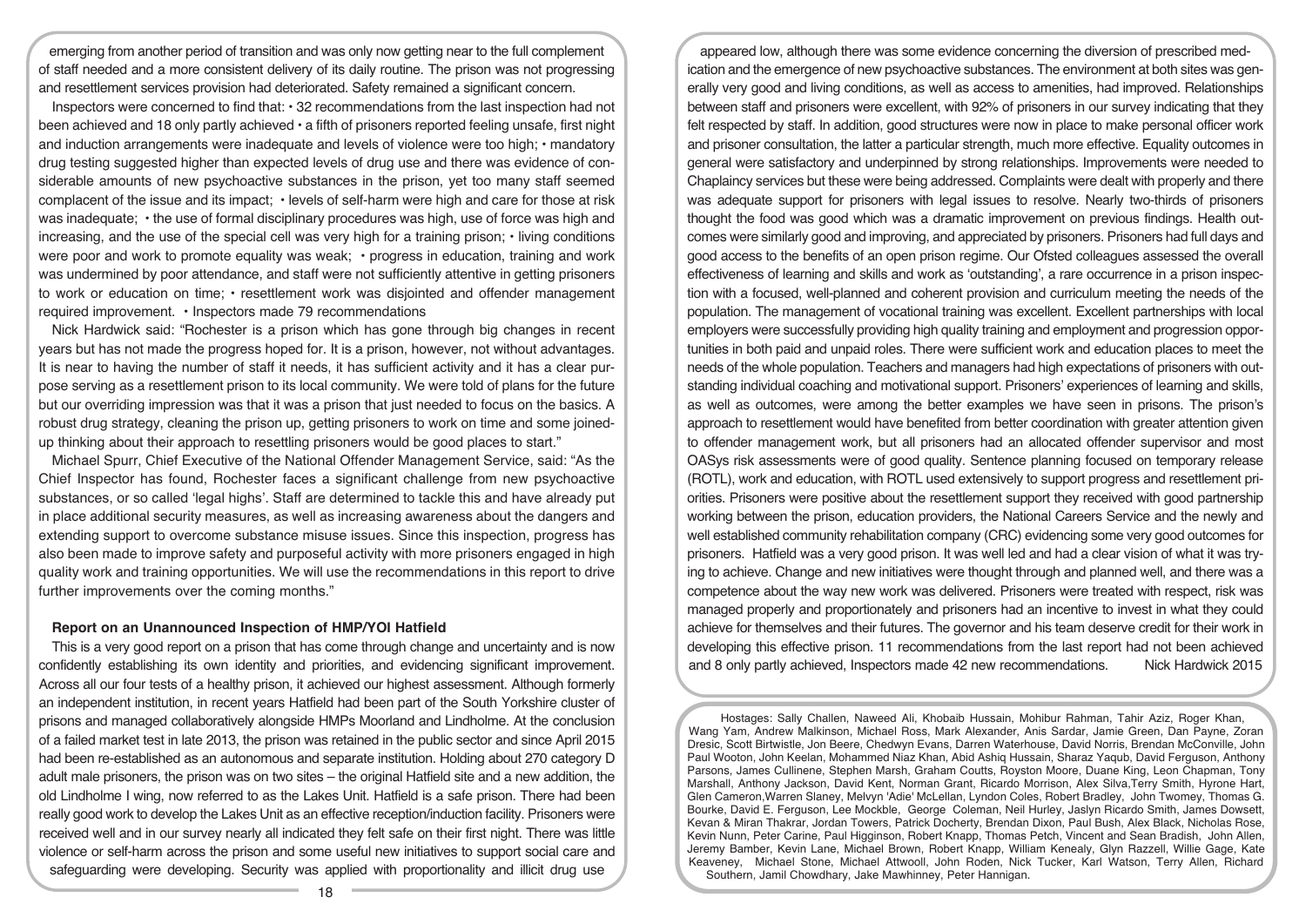emerging from another period of transition and was only now getting near to the full complement of staff needed and a more consistent delivery of its daily routine. The prison was not progressing and resettlement services provision had deteriorated. Safety remained a significant concern.

Inspectors were concerned to find that: • 32 recommendations from the last inspection had not been achieved and 18 only partly achieved • a fifth of prisoners reported feeling unsafe, first night and induction arrangements were inadequate and levels of violence were too high; • mandatory drug testing suggested higher than expected levels of drug use and there was evidence of considerable amounts of new psychoactive substances in the prison, yet too many staff seemed complacent of the issue and its impact; • levels of self-harm were high and care for those at risk was inadequate; • the use of formal disciplinary procedures was high, use of force was high and increasing, and the use of the special cell was very high for a training prison; • living conditions were poor and work to promote equality was weak; • progress in education, training and work was undermined by poor attendance, and staff were not sufficiently attentive in getting prisoners to work or education on time; • resettlement work was disjointed and offender management required improvement. • Inspectors made 79 recommendations

Nick Hardwick said: "Rochester is a prison which has gone through big changes in recent years but has not made the progress hoped for. It is a prison, however, not without advantages. It is near to having the number of staff it needs, it has sufficient activity and it has a clear purpose serving as a resettlement prison to its local community. We were told of plans for the future but our overriding impression was that it was a prison that just needed to focus on the basics. A robust drug strategy, cleaning the prison up, getting prisoners to work on time and some joined-up thinking about their approach to resettling prisoners would be good places to start."

Michael Spurr, Chief Executive of the National Offender Management Service, said: "As the Chief Inspector has found, Rochester faces a significant challenge from new psychoactive substances, or so called 'legal highs'. Staff are determined to tackle this and have already put in place additional security measures, as well as increasing awareness about the dangers and extending support to overcome substance misuse issues. Since this inspection, progress has also been made to improve safety and purposeful activity with more prisoners engaged in high quality work and training opportunities. We will use the recommendations in this report to drive further improvements over the coming months."

**Report on an Unannounced Inspection of HMP/YOI Hatfield**

This is a very good report on a prison that has come through change and uncertainty and is now confidently establishing its own identity and priorities, and evidencing significant improvement. Across all our four tests of a healthy prison, it achieved our highest assessment. Although formerly an independent institution, in recent years Hatfield had been part of the South Yorkshire cluster of prisons and managed collaboratively alongside HMPs Moorland and Lindholme. At the conclusion of a failed market test in late 2013, the prison was retained in the public sector and since April 2015 had been re-established as an autonomous and separate institution. Holding about 270 category D adult male prisoners, the prison was on two sites – the original Hatfield site and a new addition, the old Lindholme I wing, now referred to as the Lakes Unit. Hatfield is a safe prison. There had been really good work to develop the Lakes Unit as an effective reception/induction facility. Prisoners were received well and in our survey nearly all indicated they felt safe on their first night. There was little violence or self-harm across the prison and some useful new initiatives to support social care and safeguarding were developing. Security was applied with proportionality and illicit drug use appeared low, although there was some evidence concerning the diversion of prescribed medication and the emergence of new psychoactive substances. The environment at both sites was generally very good and living conditions, as well as access to amenities, had improved. Relationships between staff and prisoners were excellent, with 92% of prisoners in our survey indicating that they felt respected by staff. In addition, good structures were now in place to make personal officer work and prisoner consultation, the latter a particular strength, much more effective. Equality outcomes in general were satisfactory and underpinned by strong relationships. Improvements were needed to Chaplaincy services but these were being addressed. Complaints were dealt with properly and there was adequate support for prisoners with legal issues to resolve. Nearly two-thirds of prisoners thought the food was good which was a dramatic improvement on previous findings. Health outcomes were similarly good and improving, and appreciated by prisoners. Prisoners had full days and good access to the benefits of an open prison regime. Our Ofsted colleagues assessed the overall effectiveness of learning and skills and work as 'outstanding', a rare occurrence in a prison inspection with a focused, well-planned and coherent provision and curriculum meeting the needs of the population. The management of vocational training was excellent. Excellent partnerships with local employers were successfully providing high quality training and employment and progression opportunities in both paid and unpaid roles. There were sufficient work and education places to meet the needs of the whole population. Teachers and managers had high expectations of prisoners with outstanding individual coaching and motivational support. Prisoners' experiences of learning and skills, as well as outcomes, were among the better examples we have seen in prisons. The prison's approach to resettlement would have benefited from better coordination with greater attention given to offender management work, but all prisoners had an allocated offender supervisor and most OASys risk assessments were of good quality. Sentence planning focused on temporary release (ROTL), work and education, with ROTL used extensively to support progress and resettlement priorities. Prisoners were positive about the resettlement support they received with good partnership working between the prison, education providers, the National Careers Service and the newly and well established community rehabilitation company (CRC) evidencing some very good outcomes for prisoners. Hatfield was a very good prison. It was well led and had a clear vision of what it was trying to achieve. Change and new initiatives were thought through and planned well, and there was a competence about the way new work was delivered. Prisoners were treated with respect, risk was managed properly and proportionately and prisoners had an incentive to invest in what they could achieve for themselves and their futures. The governor and his team deserve credit for their work in developing this effective prison. 11 recommendations from the last report had not been achieved and 8 only partly achieved, Inspectors made 42 new recommendations. Nick Hardwick 2015

Hostages: Sally Challen, Naweed Ali, Khobaib Hussain, Mohibur Rahman, Tahir Aziz, Roger Khan, Wang Yam, Andrew Malkinson, Michael Ross, Mark Alexander, Anis Sardar, Jamie Green, Dan Payne, Zoran Dresic, Scott Birtwistle, Jon Beere, Chedwyn Evans, Darren Waterhouse, David Norris, Brendan McConville, John Paul Wooton, John Keelan, Mohammed Niaz Khan, Abid Ashiq Hussain, Sharaz Yaqub, David Ferguson, Anthony Parsons, James Cullinene, Stephen Marsh, Graham Coutts, Royston Moore, Duane King, Leon Chapman, Tony Marshall, Anthony Jackson, David Kent, Norman Grant, Ricardo Morrison, Alex Silva,Terry Smith, Hyrone Hart, Glen Cameron,Warren Slaney, Melvyn 'Adie' McLellan, Lyndon Coles, Robert Bradley, John Twomey, Thomas G. Bourke, David E. Ferguson, Lee Mockble, George Coleman, Neil Hurley, Jaslyn Ricardo Smith, James Dowsett, Kevan & Miran Thakrar, Jordan Towers, Patrick Docherty, Brendan Dixon, Paul Bush, Alex Black, Nicholas Rose, Kevin Nunn, Peter Carine, Paul Higginson, Robert Knapp, Thomas Petch, Vincent and Sean Bradish, John Allen, Jeremy Bamber, Kevin Lane, Michael Brown, Robert Knapp, William Kenealy, Glyn Razzell, Willie Gage, Kate Keaveney, Michael Stone, Michael Attwooll, John Roden, Nick Tucker, Karl Watson, Terry Allen, Richard Southern, Jamil Chowdhary, Jake Mawhinney, Peter Hannigan.